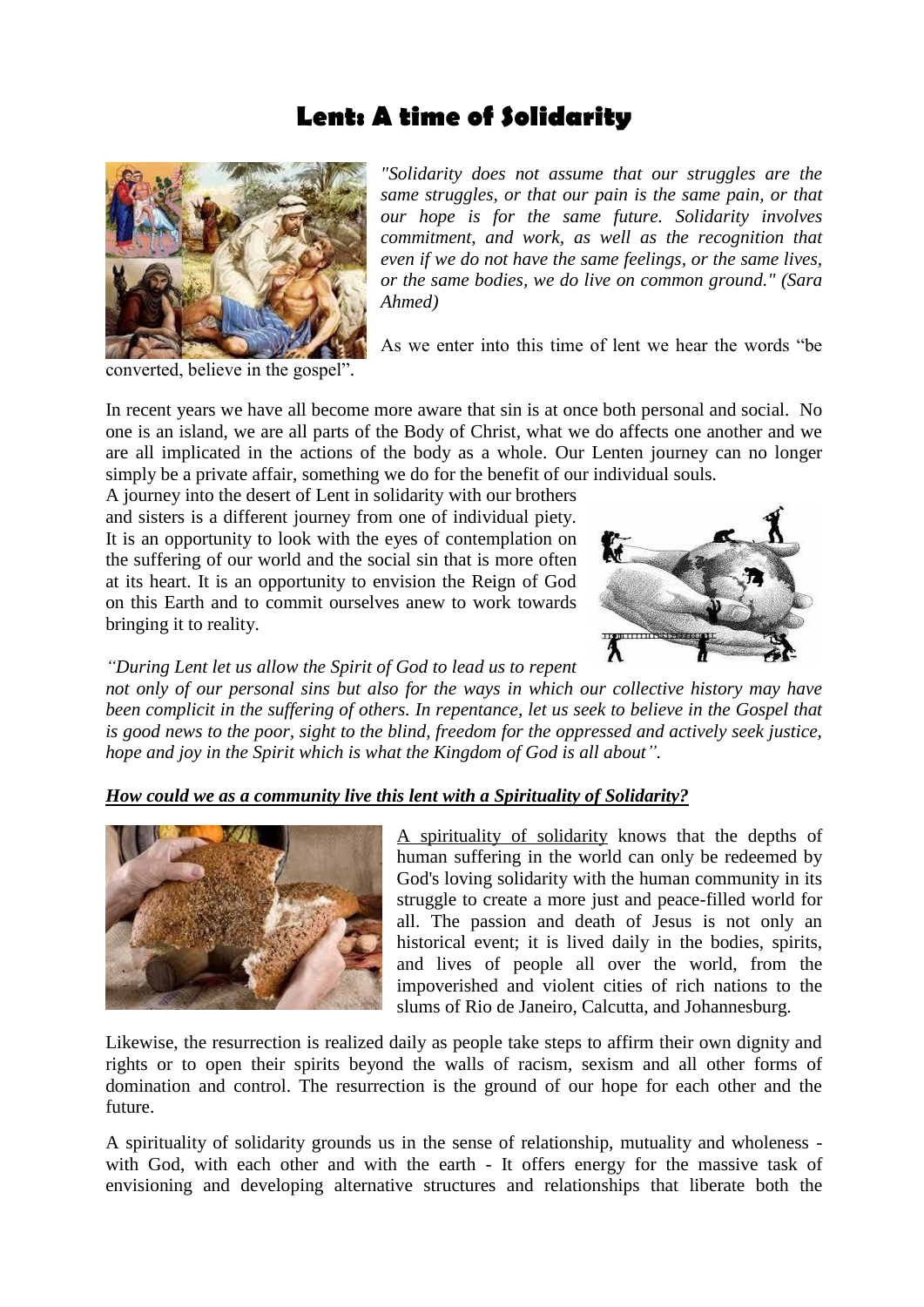# Lent: A time of Solidarity

*"Solidarity does not assume that our struggles are the same struggles, or that our pain is the same pain, or that our hope is for the same future. Solidarity involves commitment, and work, as well as the recognition that even if we do not have the same feelings, or the same lives, or the same bodies, we do live on common ground." (Sara Ahmed)*

As we enter into this time of lent we hear the words "be converted, believe in the gospel".

In recent years we have all become more aware that sin is at once both personal and social. No one is an island, we are all parts of the Body of Christ, what we do affects one another and we are all implicated in the actions of the body as a whole. Our Lenten journey can no longer simply be a private affair, something we do for the benefit of our individual souls.

A journey into the desert of Lent in solidarity with our brothers and sisters is a different journey from one of individual piety. It is an opportunity to look with the eyes of contemplation on the suffering of our world and the social sin that is more often at its heart. It is an opportunity to envision the Reign of God on this Earth and to commit ourselves anew to work towards bringing it to reality.

*"During Lent let us allow the Spirit of God to lead us to repent not only of our personal sins but also for the ways in which our collective history may have been complicit in the suffering of others. In repentance, let us seek to believe in the Gospel that is good news to the poor, sight to the blind, freedom for the oppressed and actively seek justice, hope and joy in the Spirit which is what the Kingdom of God is all about".*

***<u>How could we as a community live this lent with a Spirituality of Solidarity?</u>***

<u>A spirituality of solidarity</u> knows that the depths of human suffering in the world can only be redeemed by God's loving solidarity with the human community in its struggle to create a more just and peace-filled world for all. The passion and death of Jesus is not only an historical event; it is lived daily in the bodies, spirits, and lives of people all over the world, from the impoverished and violent cities of rich nations to the slums of Rio de Janeiro, Calcutta, and Johannesburg.

Likewise, the resurrection is realized daily as people take steps to affirm their own dignity and rights or to open their spirits beyond the walls of racism, sexism and all other forms of domination and control. The resurrection is the ground of our hope for each other and the future.

A spirituality of solidarity grounds us in the sense of relationship, mutuality and wholeness - with God, with each other and with the earth - It offers energy for the massive task of envisioning and developing alternative structures and relationships that liberate both the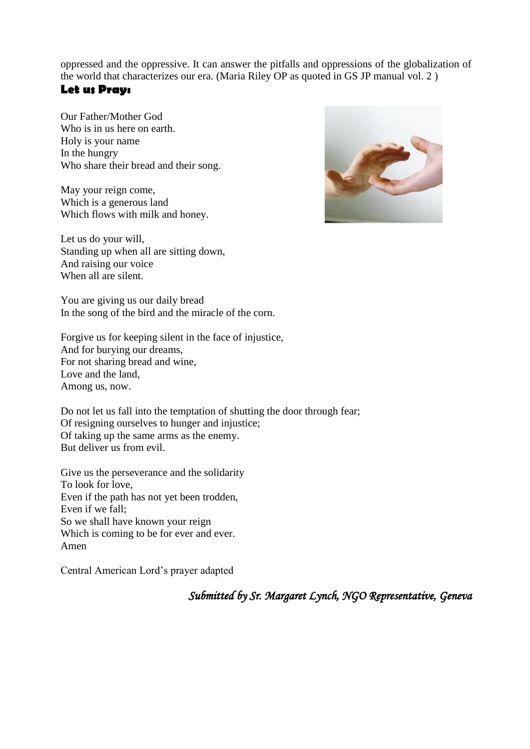oppressed and the oppressive. It can answer the pitfalls and oppressions of the globalization of the world that characterizes our era. (Maria Riley OP as quoted in GS JP manual vol. 2 )

**Let us Pray:**

Our Father/Mother God
Who is in us here on earth.
Holy is your name
In the hungry
Who share their bread and their song.

May your reign come,
Which is a generous land
Which flows with milk and honey.

Let us do your will,
Standing up when all are sitting down,
And raising our voice
When all are silent.

You are giving us our daily bread
In the song of the bird and the miracle of the corn.

Forgive us for keeping silent in the face of injustice,
And for burying our dreams,
For not sharing bread and wine,
Love and the land,
Among us, now.

Do not let us fall into the temptation of shutting the door through fear;
Of resigning ourselves to hunger and injustice;
Of taking up the same arms as the enemy.
But deliver us from evil.

Give us the perseverance and the solidarity
To look for love,
Even if the path has not yet been trodden,
Even if we fall;
So we shall have known your reign
Which is coming to be for ever and ever.
Amen

Central American Lord's prayer adapted

*Submitted by Sr. Margaret Lynch, NGO Representative, Geneva*